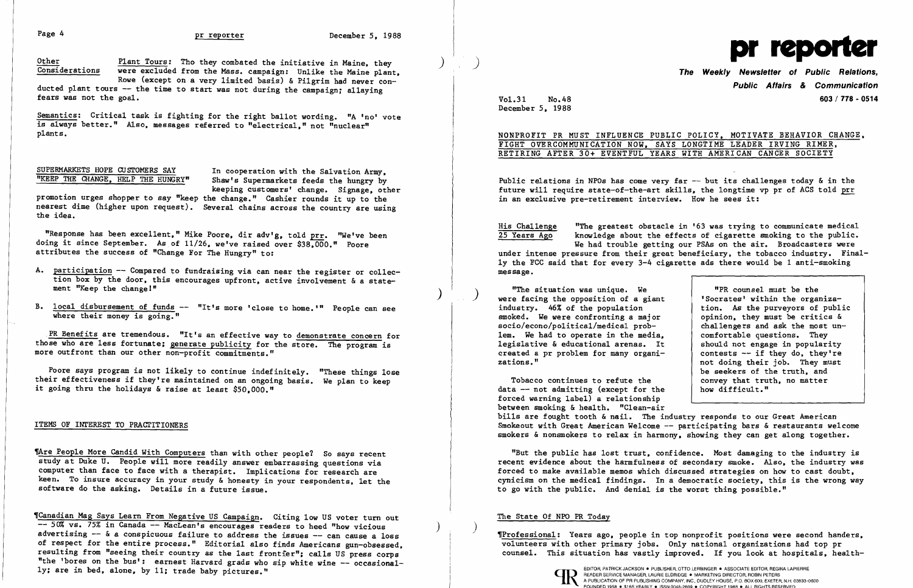**Other Considerations**

Plant Tours: Tho they combated the initiative in Maine, they were excluded from the Mass. campaign: Unlike the Maine plant, Rowe (except on a very limited basis) & Pilgrim had never conducted plant tours -- the time to start was not during the campaign; allaying fears was not the goal.

Semantics: Critical task is fighting for the right ballot wording. "A 'no' vote is always better." Also, messages referred to "electrical," not "nuclear" plants.

**SUPERMARKETS HOPE CUSTOMERS SAY "KEEP THE CHANGE, HELP THE HUNGRY"**

In cooperation with the Salvation Army, Shaw's Supermarkets feeds the hungry by keeping customers' change. Signage, other promotion urges shopper to say "keep the change." Cashier rounds it up to the nearest dime (higher upon request). Several chains across the country are using the idea.

"Response has been excellent," Mike Poore, dir adv'g, told prr. "We've been doing it since September. As of 11/26, we've raised over $38,000." Poore attributes the success of "Change For The Hungry" to:

A. participation -- Compared to fundraising via can near the register or collection box by the door, this encourages upfront, active involvement & a statement "Keep the change!"

B. local disbursement of funds -- "It's more 'close to home.'" People can see where their money is going."

PR Benefits are tremendous. "It's an effective way to demonstrate concern for those who are less fortunate; generate publicity for the store. The program is more outfront than our other non-profit commitments."

Poore says program is not likely to continue indefinitely. "These things lose their effectiveness if they're maintained on an ongoing basis. We plan to keep it going thru the holidays & raise at least $50,000."

## ITEMS OF INTEREST TO PRACTITIONERS

¶Are People More Candid With Computers than with other people? So says recent study at Duke U. People will more readily answer embarrassing questions via computer than face to face with a therapist. Implications for research are keen. To insure accuracy in your study & honesty in your respondents, let the software do the asking. Details in a future issue.

¶Canadian Mag Says Learn From Negative US Campaign. Citing low US voter turn out -- 50% vs. 75% in Canada -- MacLean's encourages readers to heed "how vicious advertising -- & a conspicuous failure to address the issues -- can cause a loss of respect for the entire process." Editorial also finds Americans gun-obsessed, resulting from "seeing their country as the last frontier"; calls US press corps "the 'bores on the bus': earnest Harvard grads who sip white wine -- occasionally; are in bed, alone, by 11; trade baby pictures."

# pr reporter

**The Weekly Newsletter of Public Relations, Public Affairs & Communication**

Vol.31 No.48
December 5, 1988

603 / 778 - 0514

## NONPROFIT PR MUST INFLUENCE PUBLIC POLICY, MOTIVATE BEHAVIOR CHANGE, FIGHT OVERCOMMUNICATION NOW, SAYS LONGTIME LEADER IRVING RIMER, RETIRING AFTER 30+ EVENTFUL YEARS WITH AMERICAN CANCER SOCIETY

Public relations in NPOs has come very far -- but its challenges today & in the future will require state-of-the-art skills, the longtime vp pr of ACS told prr in an exclusive pre-retirement interview. How he sees it:

**His Challenge 25 Years Ago**

"The greatest obstacle in '63 was trying to communicate medical knowledge about the effects of cigarette smoking to the public. We had trouble getting our PSAs on the air. Broadcasters were under intense pressure from their great beneficiary, the tobacco industry. Finally the FCC said that for every 3-4 cigarette ads there would be 1 anti-smoking message.

"The situation was unique. We were facing the opposition of a giant industry. 46% of the population smoked. We were confronting a major socio/econo/political/medical problem. We had to operate in the media, legislative & educational arenas. It created a pr problem for many organizations."

> "PR counsel must be the 'Socrates' within the organization. As the purveyors of public opinion, they must be critics & challengers and ask the most uncomfortable questions. They should not engage in popularity contests -- if they do, they're not doing their job. They must be seekers of the truth, and convey that truth, no matter how difficult."

Tobacco continues to refute the data -- not admitting (except for the forced warning label) a relationship between smoking & health. "Clean-air bills are fought tooth & nail. The industry responds to our Great American Smokeout with Great American Welcome -- participating bars & restaurants welcome smokers & nonsmokers to relax in harmony, showing they can get along together.

"But the public has lost trust, confidence. Most damaging to the industry is recent evidence about the harmfulness of secondary smoke. Also, the industry was forced to make available memos which discussed strategies on how to cast doubt, cynicism on the medical findings. In a democratic society, this is the wrong way to go with the public. And denial is the worst thing possible."

### The State Of NPO PR Today

¶Professional: Years ago, people in top nonprofit positions were second handers, volunteers with other primary jobs. Only national organizations had top pr counsel. This situation has vastly improved. If you look at hospitals, health-

EDITOR, PATRICK JACKSON • PUBLISHER, OTTO LERBINGER • ASSOCIATE EDITOR, REGINA LAPIERRE
READER SERVICE MANAGER, LAURIE ELDRIDGE • MARKETING DIRECTOR, ROBIN PETERS
A PUBLICATION OF PR PUBLISHING COMPANY, INC., DUDLEY HOUSE, P.O. BOX 600, EXETER, N.H. 03833-0600
FOUNDED 1958 • $165 YEARLY • ISSN 0048-2609 • COPYRIGHT 1988 • ALL RIGHTS RESERVED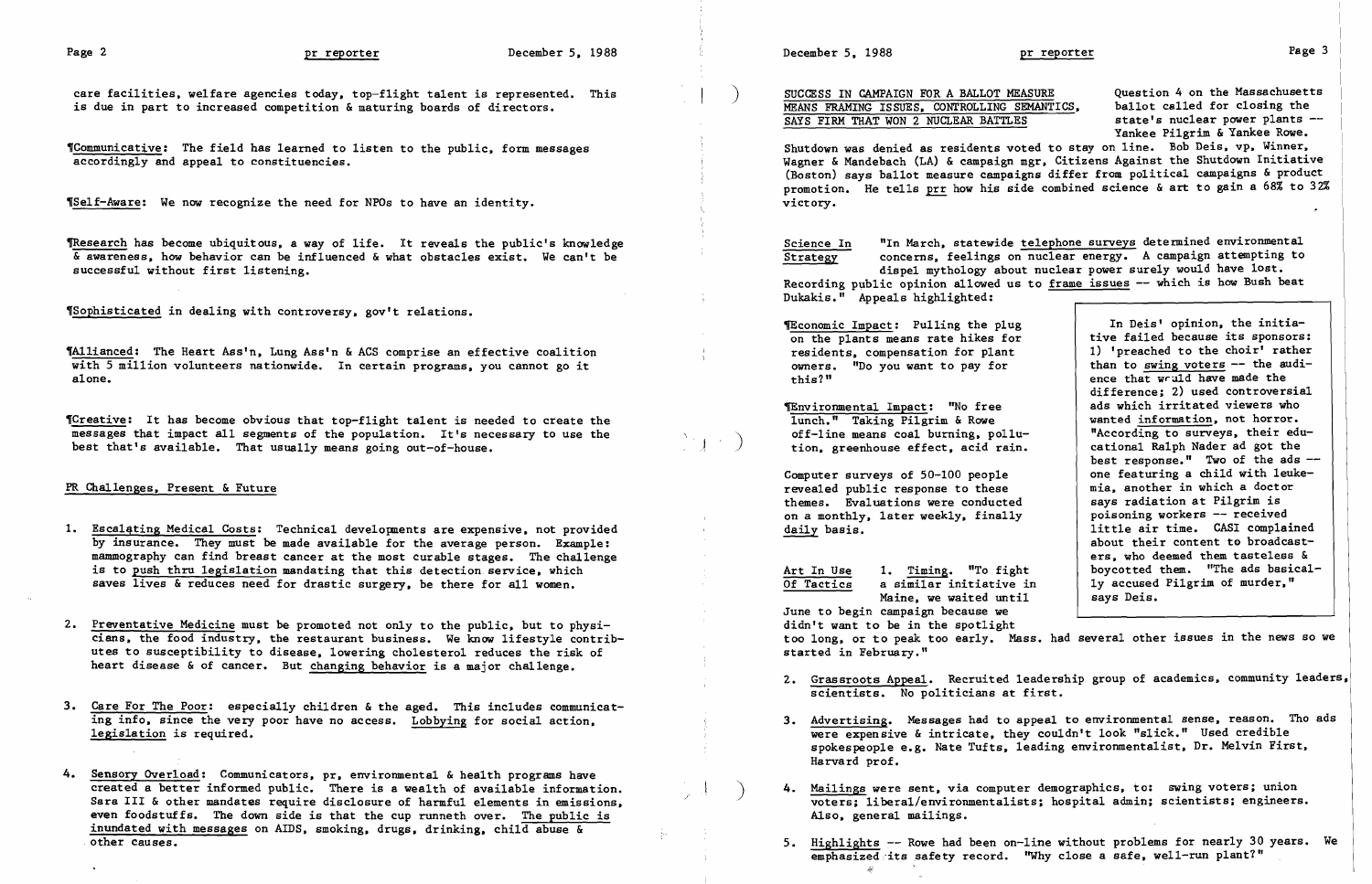care facilities, welfare agencies today, top-flight talent is represented. This is due in part to increased competition & maturing boards of directors.

¶Communicative: The field has learned to listen to the public, form messages accordingly and appeal to constituencies.

¶Self-Aware: We now recognize the need for NPOs to have an identity.

¶Research has become ubiquitous, a way of life. It reveals the public's knowledge & awareness, how behavior can be influenced & what obstacles exist. We can't be successful without first listening.

¶Sophisticated in dealing with controversy, gov't relations.

¶Allianced: The Heart Ass'n, Lung Ass'n & ACS comprise an effective coalition with 5 million volunteers nationwide. In certain programs, you cannot go it alone.

¶Creative: It has become obvious that top-flight talent is needed to create the messages that impact all segments of the population. It's necessary to use the best that's available. That usually means going out-of-house.

## PR Challenges, Present & Future

1. Escalating Medical Costs: Technical developments are expensive, not provided by insurance. They must be made available for the average person. Example: mammography can find breast cancer at the most curable stages. The challenge is to push thru legislation mandating that this detection service, which saves lives & reduces need for drastic surgery, be there for all women.

2. Preventative Medicine must be promoted not only to the public, but to physicians, the food industry, the restaurant business. We know lifestyle contributes to susceptibility to disease, lowering cholesterol reduces the risk of heart disease & of cancer. But changing behavior is a major challenge.

3. Care For The Poor: especially children & the aged. This includes communicating info, since the very poor have no access. Lobbying for social action, legislation is required.

4. Sensory Overload: Communicators, pr, environmental & health programs have created a better informed public. There is a wealth of available information. Sara III & other mandates require disclosure of harmful elements in emissions, even foodstuffs. The down side is that the cup runneth over. The public is inundated with messages on AIDS, smoking, drugs, drinking, child abuse & other causes.

## SUCCESS IN CAMPAIGN FOR A BALLOT MEASURE MEANS FRAMING ISSUES, CONTROLLING SEMANTICS, SAYS FIRM THAT WON 2 NUCLEAR BATTLES

Question 4 on the Massachusetts ballot called for closing the state's nuclear power plants -- Yankee Pilgrim & Yankee Rowe. Shutdown was denied as residents voted to stay on line. Bob Deis, vp, Winner, Wagner & Mandebach (LA) & campaign mgr, Citizens Against the Shutdown Initiative (Boston) says ballot measure campaigns differ from political campaigns & product promotion. He tells prr how his side combined science & art to gain a 68% to 32% victory.

**Science In Strategy**

"In March, statewide telephone surveys determined environmental concerns, feelings on nuclear energy. A campaign attempting to dispel mythology about nuclear power surely would have lost. Recording public opinion allowed us to frame issues -- which is how Bush beat Dukakis." Appeals highlighted:

¶Economic Impact: Pulling the plug on the plants means rate hikes for residents, compensation for plant owners. "Do you want to pay for this?"

¶Environmental Impact: "No free lunch." Taking Pilgrim & Rowe off-line means coal burning, pollution, greenhouse effect, acid rain.

Computer surveys of 50-100 people revealed public response to these themes. Evaluations were conducted on a monthly, later weekly, finally daily basis.

> In Deis' opinion, the initiative failed because its sponsors: 1) 'preached to the choir' rather than to swing voters -- the audience that would have made the difference; 2) used controversial ads which irritated viewers who wanted information, not horror. "According to surveys, their educational Ralph Nader ad got the best response." Two of the ads -- one featuring a child with leukemia, another in which a doctor says radiation at Pilgrim is poisoning workers -- received little air time. CASI complained about their content to broadcasters, who deemed them tasteless & boycotted them. "The ads basically accused Pilgrim of murder," says Deis.

**Art In Use Of Tactics**

1. Timing. "To fight a similar initiative in Maine, we waited until June to begin campaign because we didn't want to be in the spotlight too long, or to peak too early. Mass. had several other issues in the news so we started in February."

2. Grassroots Appeal. Recruited leadership group of academics, community leaders, scientists. No politicians at first.

3. Advertising. Messages had to appeal to environmental sense, reason. Tho ads were expensive & intricate, they couldn't look "slick." Used credible spokespeople e.g. Nate Tufts, leading environmentalist, Dr. Melvin First, Harvard prof.

4. Mailings were sent, via computer demographics, to: swing voters; union voters; liberal/environmentalists; hospital admin; scientists; engineers. Also, general mailings.

5. Highlights -- Rowe had been on-line without problems for nearly 30 years. We emphasized its safety record. "Why close a safe, well-run plant?"